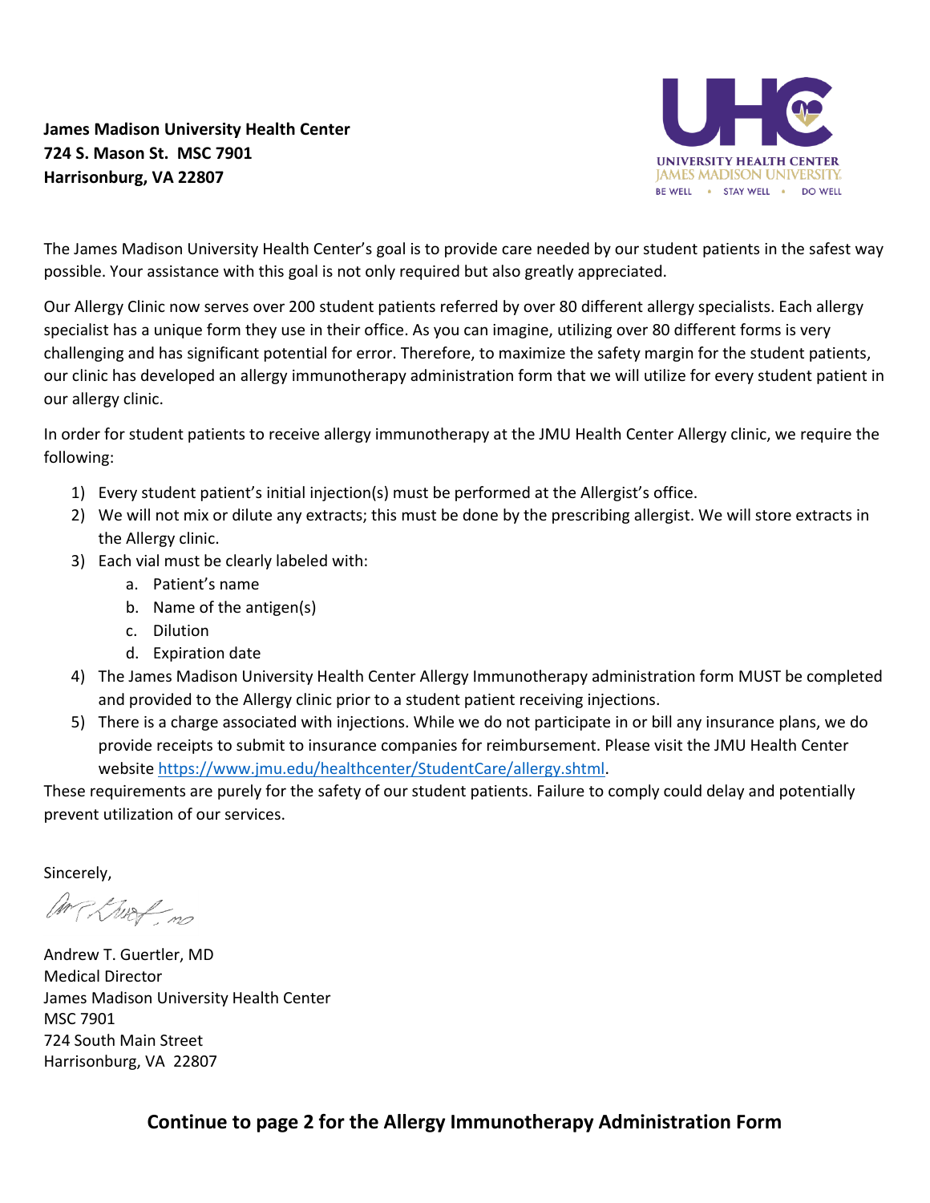**James Madison University Health Center**
**724 S. Mason St.  MSC 7901**
**Harrisonburg, VA 22807**

UNIVERSITY HEALTH CENTER
JAMES MADISON UNIVERSITY
BE WELL • STAY WELL • DO WELL

The James Madison University Health Center's goal is to provide care needed by our student patients in the safest way possible. Your assistance with this goal is not only required but also greatly appreciated.

Our Allergy Clinic now serves over 200 student patients referred by over 80 different allergy specialists. Each allergy specialist has a unique form they use in their office. As you can imagine, utilizing over 80 different forms is very challenging and has significant potential for error. Therefore, to maximize the safety margin for the student patients, our clinic has developed an allergy immunotherapy administration form that we will utilize for every student patient in our allergy clinic.

In order for student patients to receive allergy immunotherapy at the JMU Health Center Allergy clinic, we require the following:

1) Every student patient's initial injection(s) must be performed at the Allergist's office.
2) We will not mix or dilute any extracts; this must be done by the prescribing allergist. We will store extracts in the Allergy clinic.
3) Each vial must be clearly labeled with:
    a. Patient's name
    b. Name of the antigen(s)
    c. Dilution
    d. Expiration date
4) The James Madison University Health Center Allergy Immunotherapy administration form MUST be completed and provided to the Allergy clinic prior to a student patient receiving injections.
5) There is a charge associated with injections. While we do not participate in or bill any insurance plans, we do provide receipts to submit to insurance companies for reimbursement. Please visit the JMU Health Center website https://www.jmu.edu/healthcenter/StudentCare/allergy.shtml.

These requirements are purely for the safety of our student patients. Failure to comply could delay and potentially prevent utilization of our services.

Sincerely,

Andrew T. Guertler, MD
Medical Director
James Madison University Health Center
MSC 7901
724 South Main Street
Harrisonburg, VA  22807

**Continue to page 2 for the Allergy Immunotherapy Administration Form**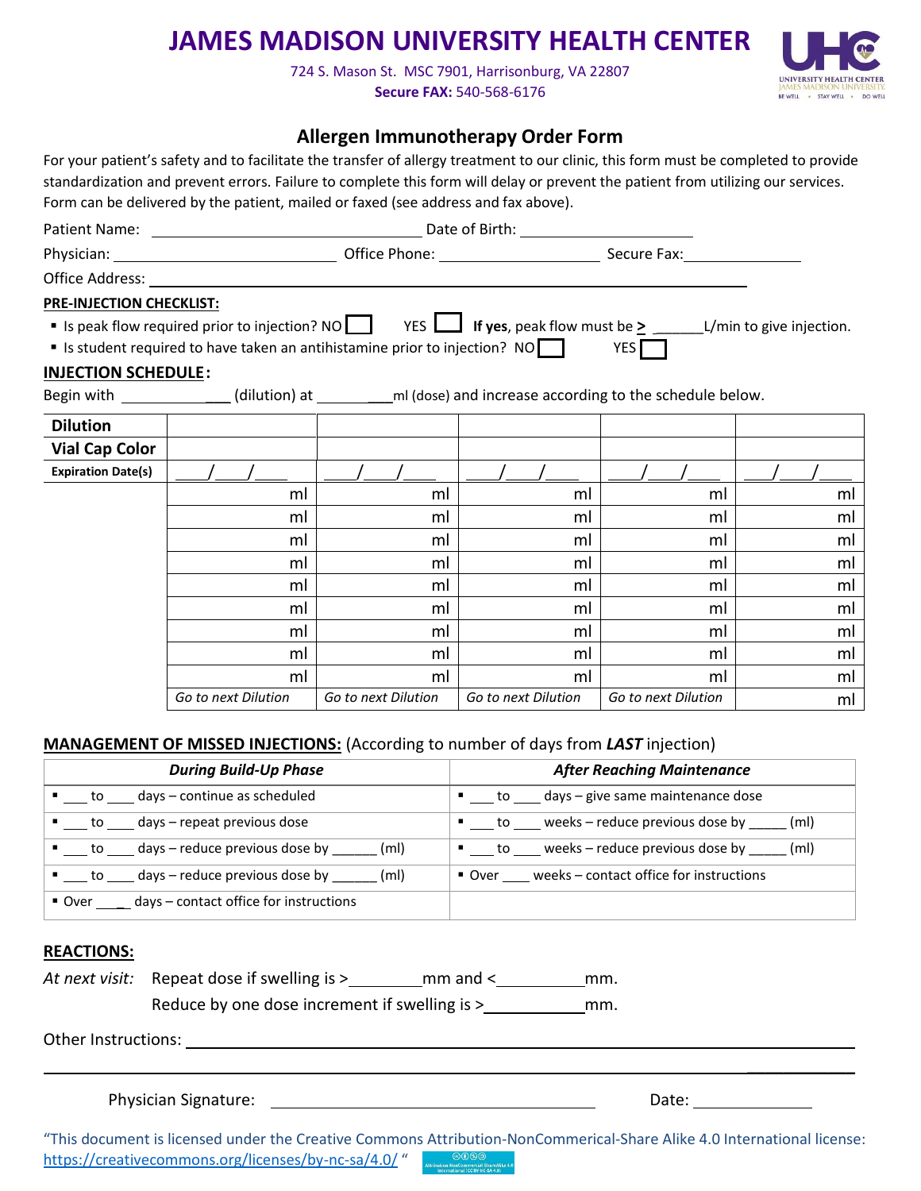# JAMES MADISON UNIVERSITY HEALTH CENTER

724 S. Mason St. MSC 7901, Harrisonburg, VA 22807

**Secure FAX:** 540-568-6176

## Allergen Immunotherapy Order Form

For your patient's safety and to facilitate the transfer of allergy treatment to our clinic, this form must be completed to provide standardization and prevent errors. Failure to complete this form will delay or prevent the patient from utilizing our services. Form can be delivered by the patient, mailed or faxed (see address and fax above).

Patient Name: ______________________________ Date of Birth: ____________________

Physician: ________________________ Office Phone: __________________ Secure Fax: ______________

Office Address: ________________________________________________________________

**PRE-INJECTION CHECKLIST:**

- Is peak flow required prior to injection? NO ☐ YES ☐ **If yes**, peak flow must be **≥** ______L/min to give injection.
- Is student required to have taken an antihistamine prior to injection? NO ☐ YES ☐

**INJECTION SCHEDULE:**

Begin with _______________ (dilution) at __________ml (dose) and increase according to the schedule below.

| | | | | | |
|---|---|---|---|---|---|
| **Dilution** | | | | | |
| **Vial Cap Color** | | | | | |
| **Expiration Date(s)** | ___/___/___ | ___/___/___ | ___/___/___ | ___/___/___ | ___/___/___ |
| | ml | ml | ml | ml | ml |
| | ml | ml | ml | ml | ml |
| | ml | ml | ml | ml | ml |
| | ml | ml | ml | ml | ml |
| | ml | ml | ml | ml | ml |
| | ml | ml | ml | ml | ml |
| | ml | ml | ml | ml | ml |
| | ml | ml | ml | ml | ml |
| | ml | ml | ml | ml | ml |
| | *Go to next Dilution* | *Go to next Dilution* | *Go to next Dilution* | *Go to next Dilution* | ml |

**MANAGEMENT OF MISSED INJECTIONS:** (According to number of days from ***LAST*** injection)

| *During Build-Up Phase* | *After Reaching Maintenance* |
|---|---|
| ▪ ___ to ___ days – continue as scheduled | ▪ ___ to ___ days – give same maintenance dose |
| ▪ ___ to ___ days – repeat previous dose | ▪ ___ to ___ weeks – reduce previous dose by _____ (ml) |
| ▪ ___ to ___ days – reduce previous dose by ______ (ml) | ▪ ___ to ___ weeks – reduce previous dose by _____ (ml) |
| ▪ ___ to ___ days – reduce previous dose by ______ (ml) | ▪ Over ___ weeks – contact office for instructions |
| ▪ Over ____ days – contact office for instructions | |

**REACTIONS:**

*At next visit:* Repeat dose if swelling is >________mm and <__________mm.

Reduce by one dose increment if swelling is >___________mm.

Other Instructions: ________________________________________________________________

____________________________________________________________________________

Physician Signature: ________________________________ Date: ______________

"This document is licensed under the Creative Commons Attribution-NonCommerical-Share Alike 4.0 International license: https://creativecommons.org/licenses/by-nc-sa/4.0/ "